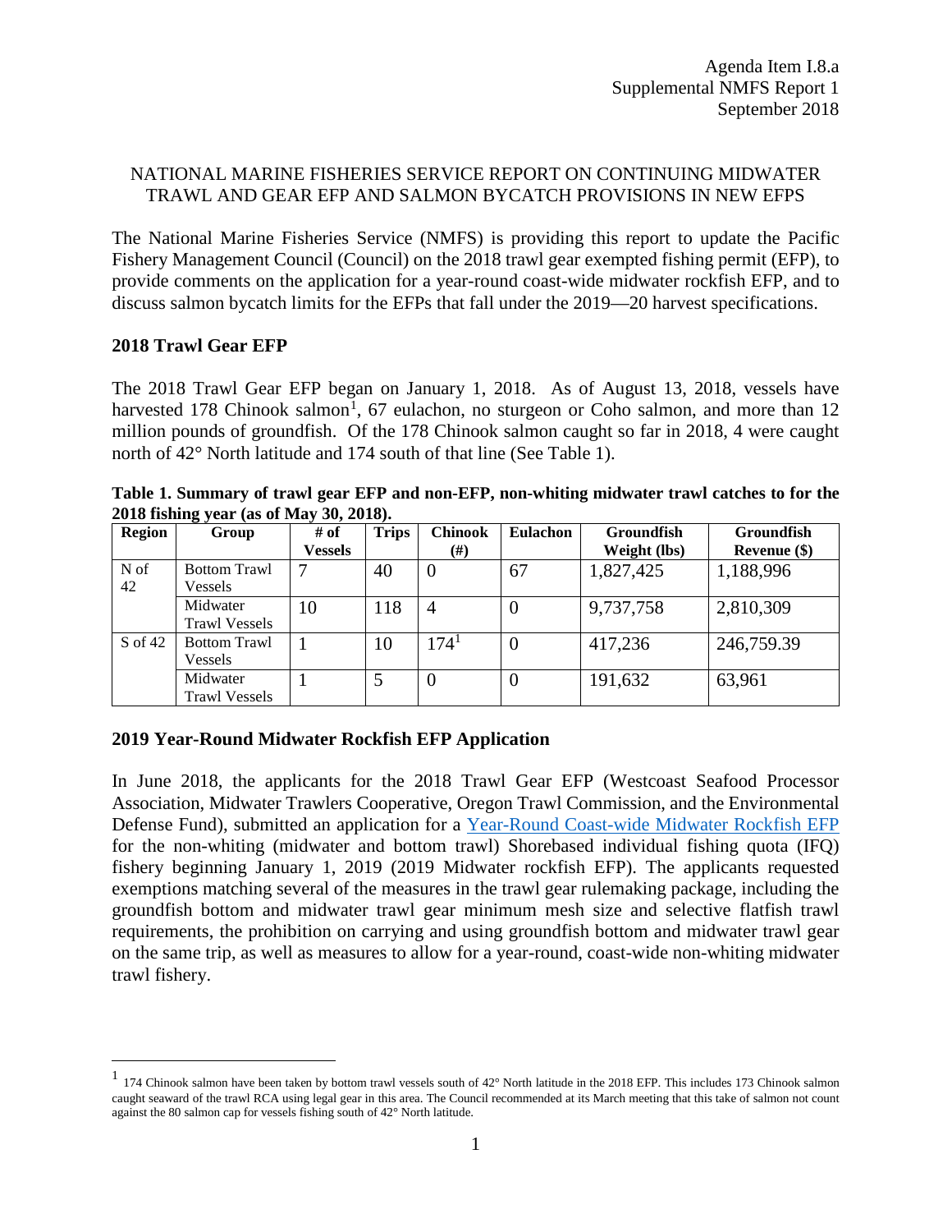Agenda Item I.8.a
Supplemental NMFS Report 1
September 2018

NATIONAL MARINE FISHERIES SERVICE REPORT ON CONTINUING MIDWATER TRAWL AND GEAR EFP AND SALMON BYCATCH PROVISIONS IN NEW EFPS

The National Marine Fisheries Service (NMFS) is providing this report to update the Pacific Fishery Management Council (Council) on the 2018 trawl gear exempted fishing permit (EFP), to provide comments on the application for a year-round coast-wide midwater rockfish EFP, and to discuss salmon bycatch limits for the EFPs that fall under the 2019—20 harvest specifications.

## 2018 Trawl Gear EFP

The 2018 Trawl Gear EFP began on January 1, 2018. As of August 13, 2018, vessels have harvested 178 Chinook salmon[1], 67 eulachon, no sturgeon or Coho salmon, and more than 12 million pounds of groundfish. Of the 178 Chinook salmon caught so far in 2018, 4 were caught north of 42° North latitude and 174 south of that line (See Table 1).

**Table 1. Summary of trawl gear EFP and non-EFP, non-whiting midwater trawl catches to for the 2018 fishing year (as of May 30, 2018).**

| Region | Group | # of Vessels | Trips | Chinook (#) | Eulachon | Groundfish Weight (lbs) | Groundfish Revenue ($) |
|---|---|---|---|---|---|---|---|
| N of 42 | Bottom Trawl Vessels | 7 | 40 | 0 | 67 | 1,827,425 | 1,188,996 |
| | Midwater Trawl Vessels | 10 | 118 | 4 | 0 | 9,737,758 | 2,810,309 |
| S of 42 | Bottom Trawl Vessels | 1 | 10 | 174[1] | 0 | 417,236 | 246,759.39 |
| | Midwater Trawl Vessels | 1 | 5 | 0 | 0 | 191,632 | 63,961 |

## 2019 Year-Round Midwater Rockfish EFP Application

In June 2018, the applicants for the 2018 Trawl Gear EFP (Westcoast Seafood Processor Association, Midwater Trawlers Cooperative, Oregon Trawl Commission, and the Environmental Defense Fund), submitted an application for a Year-Round Coast-wide Midwater Rockfish EFP for the non-whiting (midwater and bottom trawl) Shorebased individual fishing quota (IFQ) fishery beginning January 1, 2019 (2019 Midwater rockfish EFP). The applicants requested exemptions matching several of the measures in the trawl gear rulemaking package, including the groundfish bottom and midwater trawl gear minimum mesh size and selective flatfish trawl requirements, the prohibition on carrying and using groundfish bottom and midwater trawl gear on the same trip, as well as measures to allow for a year-round, coast-wide non-whiting midwater trawl fishery.

[1] 174 Chinook salmon have been taken by bottom trawl vessels south of 42° North latitude in the 2018 EFP. This includes 173 Chinook salmon caught seaward of the trawl RCA using legal gear in this area. The Council recommended at its March meeting that this take of salmon not count against the 80 salmon cap for vessels fishing south of 42° North latitude.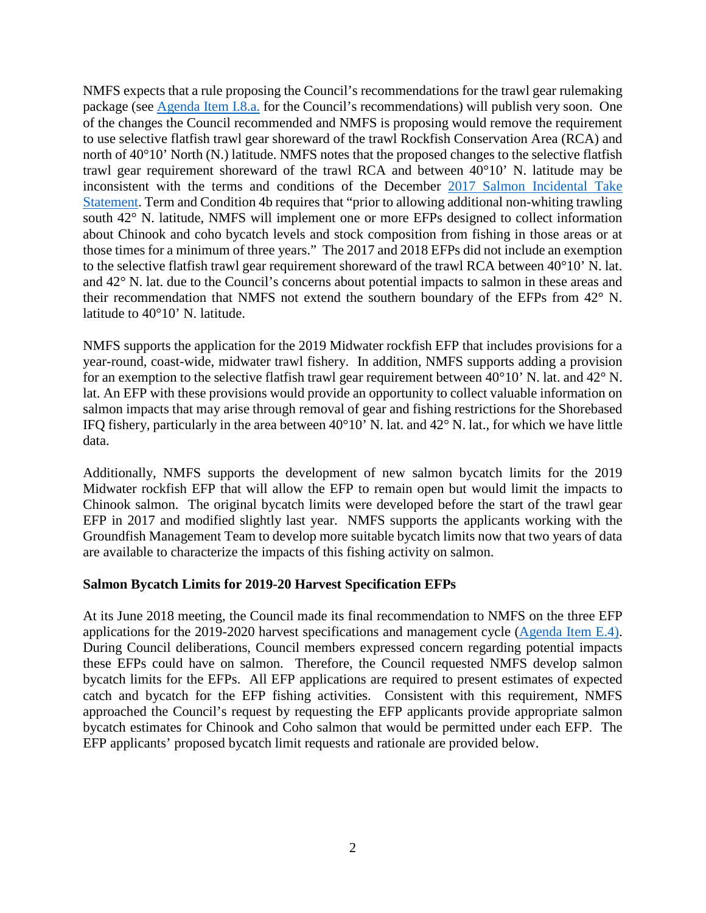NMFS expects that a rule proposing the Council's recommendations for the trawl gear rulemaking package (see Agenda Item I.8.a. for the Council's recommendations) will publish very soon. One of the changes the Council recommended and NMFS is proposing would remove the requirement to use selective flatfish trawl gear shoreward of the trawl Rockfish Conservation Area (RCA) and north of 40°10' North (N.) latitude. NMFS notes that the proposed changes to the selective flatfish trawl gear requirement shoreward of the trawl RCA and between 40°10' N. latitude may be inconsistent with the terms and conditions of the December 2017 Salmon Incidental Take Statement. Term and Condition 4b requires that "prior to allowing additional non-whiting trawling south 42° N. latitude, NMFS will implement one or more EFPs designed to collect information about Chinook and coho bycatch levels and stock composition from fishing in those areas or at those times for a minimum of three years." The 2017 and 2018 EFPs did not include an exemption to the selective flatfish trawl gear requirement shoreward of the trawl RCA between 40°10' N. lat. and 42° N. lat. due to the Council's concerns about potential impacts to salmon in these areas and their recommendation that NMFS not extend the southern boundary of the EFPs from 42° N. latitude to 40°10' N. latitude.

NMFS supports the application for the 2019 Midwater rockfish EFP that includes provisions for a year-round, coast-wide, midwater trawl fishery. In addition, NMFS supports adding a provision for an exemption to the selective flatfish trawl gear requirement between 40°10' N. lat. and 42° N. lat. An EFP with these provisions would provide an opportunity to collect valuable information on salmon impacts that may arise through removal of gear and fishing restrictions for the Shorebased IFQ fishery, particularly in the area between 40°10' N. lat. and 42° N. lat., for which we have little data.

Additionally, NMFS supports the development of new salmon bycatch limits for the 2019 Midwater rockfish EFP that will allow the EFP to remain open but would limit the impacts to Chinook salmon. The original bycatch limits were developed before the start of the trawl gear EFP in 2017 and modified slightly last year. NMFS supports the applicants working with the Groundfish Management Team to develop more suitable bycatch limits now that two years of data are available to characterize the impacts of this fishing activity on salmon.

**Salmon Bycatch Limits for 2019-20 Harvest Specification EFPs**

At its June 2018 meeting, the Council made its final recommendation to NMFS on the three EFP applications for the 2019-2020 harvest specifications and management cycle (Agenda Item E.4). During Council deliberations, Council members expressed concern regarding potential impacts these EFPs could have on salmon. Therefore, the Council requested NMFS develop salmon bycatch limits for the EFPs. All EFP applications are required to present estimates of expected catch and bycatch for the EFP fishing activities. Consistent with this requirement, NMFS approached the Council's request by requesting the EFP applicants provide appropriate salmon bycatch estimates for Chinook and Coho salmon that would be permitted under each EFP. The EFP applicants' proposed bycatch limit requests and rationale are provided below.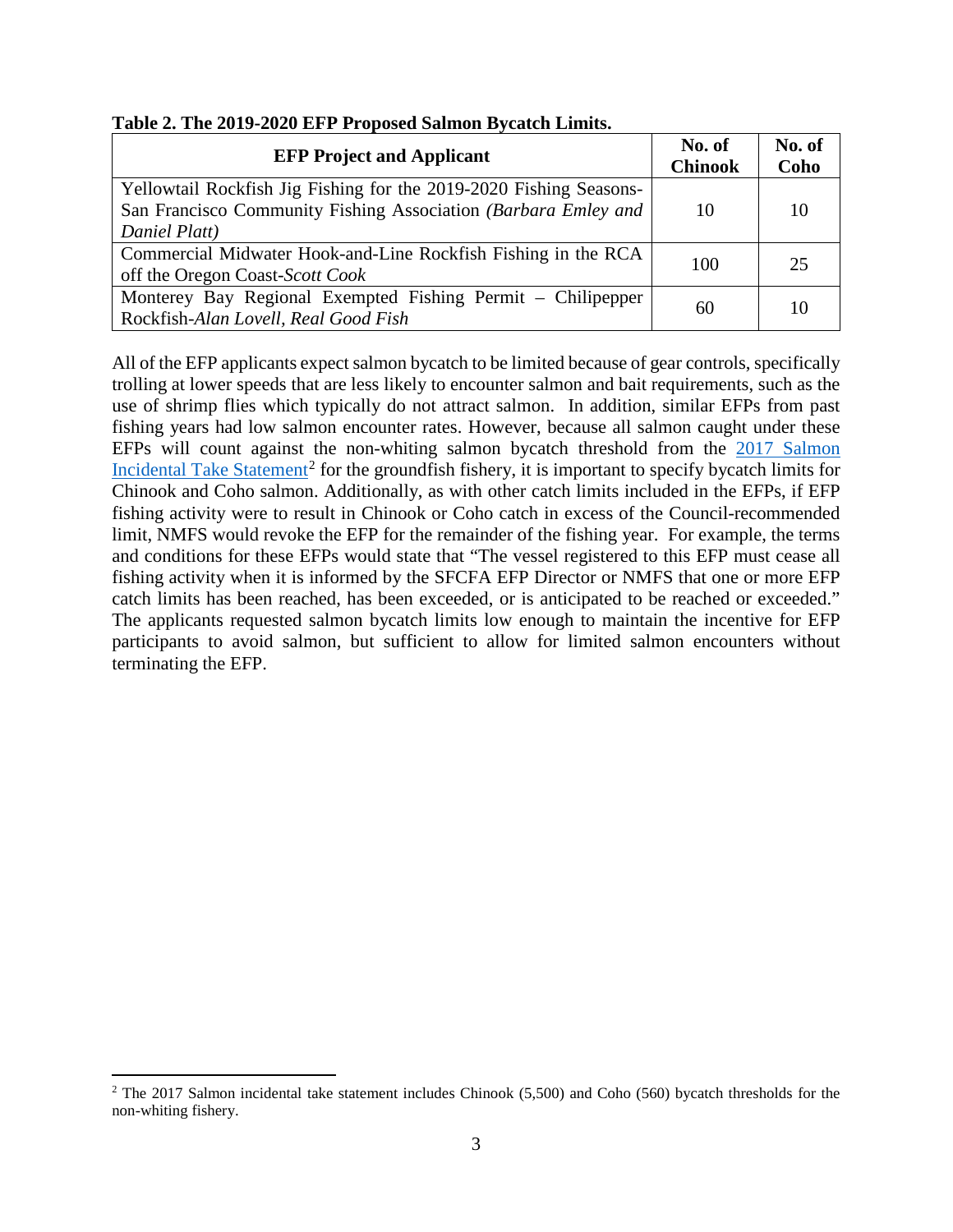**Table 2. The 2019-2020 EFP Proposed Salmon Bycatch Limits.**

| EFP Project and Applicant | No. of Chinook | No. of Coho |
|---|---|---|
| Yellowtail Rockfish Jig Fishing for the 2019-2020 Fishing Seasons-San Francisco Community Fishing Association *(Barbara Emley and Daniel Platt)* | 10 | 10 |
| Commercial Midwater Hook-and-Line Rockfish Fishing in the RCA off the Oregon Coast-*Scott Cook* | 100 | 25 |
| Monterey Bay Regional Exempted Fishing Permit – Chilipepper Rockfish-*Alan Lovell, Real Good Fish* | 60 | 10 |

All of the EFP applicants expect salmon bycatch to be limited because of gear controls, specifically trolling at lower speeds that are less likely to encounter salmon and bait requirements, such as the use of shrimp flies which typically do not attract salmon. In addition, similar EFPs from past fishing years had low salmon encounter rates. However, because all salmon caught under these EFPs will count against the non-whiting salmon bycatch threshold from the 2017 Salmon Incidental Take Statement[2] for the groundfish fishery, it is important to specify bycatch limits for Chinook and Coho salmon. Additionally, as with other catch limits included in the EFPs, if EFP fishing activity were to result in Chinook or Coho catch in excess of the Council-recommended limit, NMFS would revoke the EFP for the remainder of the fishing year. For example, the terms and conditions for these EFPs would state that "The vessel registered to this EFP must cease all fishing activity when it is informed by the SFCFA EFP Director or NMFS that one or more EFP catch limits has been reached, has been exceeded, or is anticipated to be reached or exceeded." The applicants requested salmon bycatch limits low enough to maintain the incentive for EFP participants to avoid salmon, but sufficient to allow for limited salmon encounters without terminating the EFP.

[2] The 2017 Salmon incidental take statement includes Chinook (5,500) and Coho (560) bycatch thresholds for the non-whiting fishery.